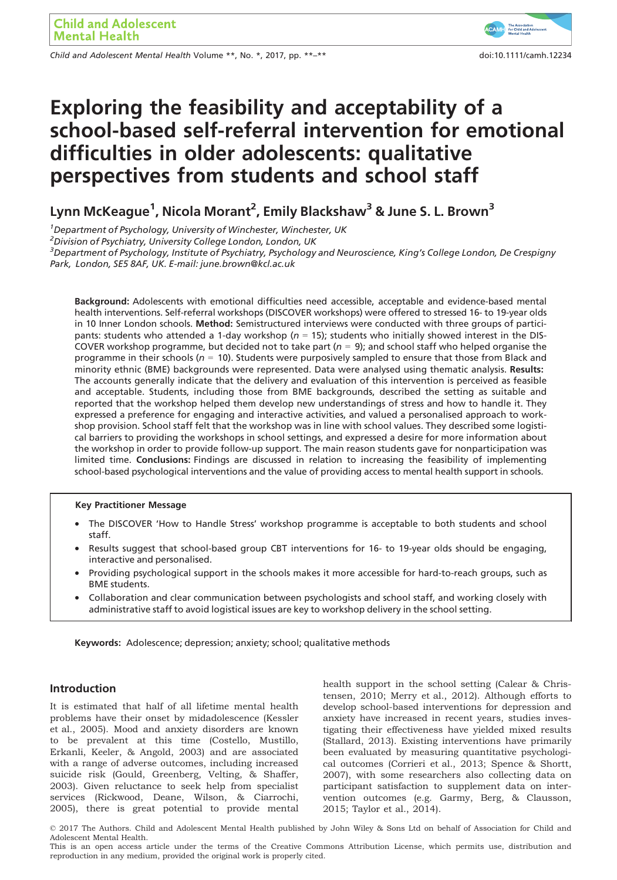# Exploring the feasibility and acceptability of a school-based self-referral intervention for emotional difficulties in older adolescents: qualitative perspectives from students and school staff

**Lynn McKeague[1], Nicola Morant[2], Emily Blackshaw[3] & June S. L. Brown[3]**

[1]*Department of Psychology, University of Winchester, Winchester, UK*
[2]*Division of Psychiatry, University College London, London, UK*
[3]*Department of Psychology, Institute of Psychiatry, Psychology and Neuroscience, King's College London, De Crespigny Park, London, SE5 8AF, UK. E-mail: june.brown@kcl.ac.uk*

**Background:** Adolescents with emotional difficulties need accessible, acceptable and evidence-based mental health interventions. Self-referral workshops (DISCOVER workshops) were offered to stressed 16- to 19-year olds in 10 Inner London schools. **Method:** Semistructured interviews were conducted with three groups of participants: students who attended a 1-day workshop ($n$ = 15); students who initially showed interest in the DISCOVER workshop programme, but decided not to take part ($n$ = 9); and school staff who helped organise the programme in their schools ($n$ = 10). Students were purposively sampled to ensure that those from Black and minority ethnic (BME) backgrounds were represented. Data were analysed using thematic analysis. **Results:** The accounts generally indicate that the delivery and evaluation of this intervention is perceived as feasible and acceptable. Students, including those from BME backgrounds, described the setting as suitable and reported that the workshop helped them develop new understandings of stress and how to handle it. They expressed a preference for engaging and interactive activities, and valued a personalised approach to workshop provision. School staff felt that the workshop was in line with school values. They described some logistical barriers to providing the workshops in school settings, and expressed a desire for more information about the workshop in order to provide follow-up support. The main reason students gave for nonparticipation was limited time. **Conclusions:** Findings are discussed in relation to increasing the feasibility of implementing school-based psychological interventions and the value of providing access to mental health support in schools.

**Key Practitioner Message**

- The DISCOVER 'How to Handle Stress' workshop programme is acceptable to both students and school staff.
- Results suggest that school-based group CBT interventions for 16- to 19-year olds should be engaging, interactive and personalised.
- Providing psychological support in the schools makes it more accessible for hard-to-reach groups, such as BME students.
- Collaboration and clear communication between psychologists and school staff, and working closely with administrative staff to avoid logistical issues are key to workshop delivery in the school setting.

**Keywords:** Adolescence; depression; anxiety; school; qualitative methods

## Introduction

It is estimated that half of all lifetime mental health problems have their onset by midadolescence (Kessler et al., 2005). Mood and anxiety disorders are known to be prevalent at this time (Costello, Mustillo, Erkanli, Keeler, & Angold, 2003) and are associated with a range of adverse outcomes, including increased suicide risk (Gould, Greenberg, Velting, & Shaffer, 2003). Given reluctance to seek help from specialist services (Rickwood, Deane, Wilson, & Ciarrochi, 2005), there is great potential to provide mental health support in the school setting (Calear & Christensen, 2010; Merry et al., 2012). Although efforts to develop school-based interventions for depression and anxiety have increased in recent years, studies investigating their effectiveness have yielded mixed results (Stallard, 2013). Existing interventions have primarily been evaluated by measuring quantitative psychological outcomes (Corrieri et al., 2013; Spence & Shortt, 2007), with some researchers also collecting data on participant satisfaction to supplement data on intervention outcomes (e.g. Garmy, Berg, & Clausson, 2015; Taylor et al., 2014).

© 2017 The Authors. Child and Adolescent Mental Health published by John Wiley & Sons Ltd on behalf of Association for Child and Adolescent Mental Health.
This is an open access article under the terms of the Creative Commons Attribution License, which permits use, distribution and reproduction in any medium, provided the original work is properly cited.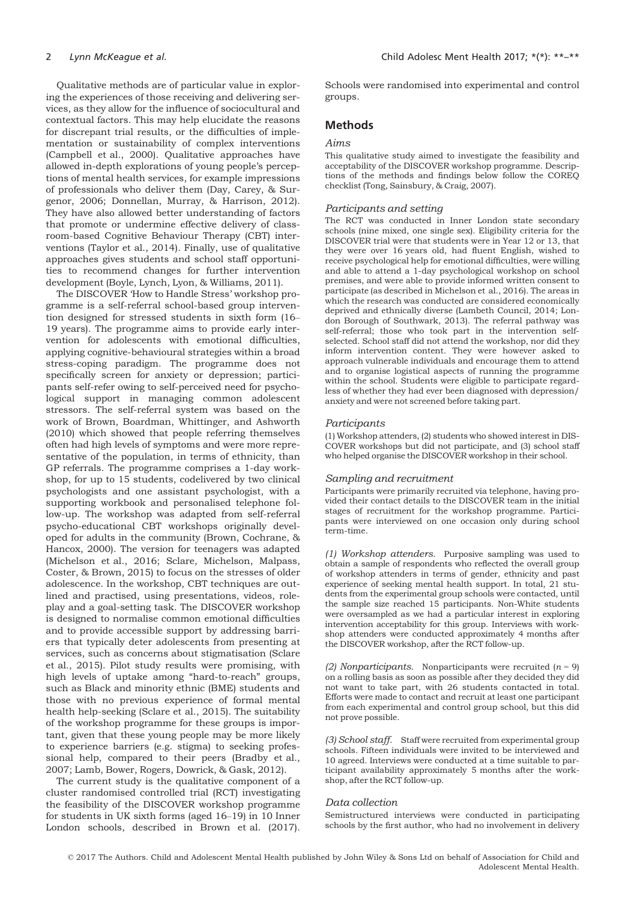Qualitative methods are of particular value in exploring the experiences of those receiving and delivering services, as they allow for the influence of sociocultural and contextual factors. This may help elucidate the reasons for discrepant trial results, or the difficulties of implementation or sustainability of complex interventions (Campbell et al., 2000). Qualitative approaches have allowed in-depth explorations of young people's perceptions of mental health services, for example impressions of professionals who deliver them (Day, Carey, & Surgenor, 2006; Donnellan, Murray, & Harrison, 2012). They have also allowed better understanding of factors that promote or undermine effective delivery of classroom-based Cognitive Behaviour Therapy (CBT) interventions (Taylor et al., 2014). Finally, use of qualitative approaches gives students and school staff opportunities to recommend changes for further intervention development (Boyle, Lynch, Lyon, & Williams, 2011).

The DISCOVER 'How to Handle Stress' workshop programme is a self-referral school-based group intervention designed for stressed students in sixth form (16–19 years). The programme aims to provide early intervention for adolescents with emotional difficulties, applying cognitive-behavioural strategies within a broad stress-coping paradigm. The programme does not specifically screen for anxiety or depression; participants self-refer owing to self-perceived need for psychological support in managing common adolescent stressors. The self-referral system was based on the work of Brown, Boardman, Whittinger, and Ashworth (2010) which showed that people referring themselves often had high levels of symptoms and were more representative of the population, in terms of ethnicity, than GP referrals. The programme comprises a 1-day workshop, for up to 15 students, codelivered by two clinical psychologists and one assistant psychologist, with a supporting workbook and personalised telephone follow-up. The workshop was adapted from self-referral psycho-educational CBT workshops originally developed for adults in the community (Brown, Cochrane, & Hancox, 2000). The version for teenagers was adapted (Michelson et al., 2016; Sclare, Michelson, Malpass, Coster, & Brown, 2015) to focus on the stresses of older adolescence. In the workshop, CBT techniques are outlined and practised, using presentations, videos, roleplay and a goal-setting task. The DISCOVER workshop is designed to normalise common emotional difficulties and to provide accessible support by addressing barriers that typically deter adolescents from presenting at services, such as concerns about stigmatisation (Sclare et al., 2015). Pilot study results were promising, with high levels of uptake among "hard-to-reach" groups, such as Black and minority ethnic (BME) students and those with no previous experience of formal mental health help-seeking (Sclare et al., 2015). The suitability of the workshop programme for these groups is important, given that these young people may be more likely to experience barriers (e.g. stigma) to seeking professional help, compared to their peers (Bradby et al., 2007; Lamb, Bower, Rogers, Dowrick, & Gask, 2012).

The current study is the qualitative component of a cluster randomised controlled trial (RCT) investigating the feasibility of the DISCOVER workshop programme for students in UK sixth forms (aged 16–19) in 10 Inner London schools, described in Brown et al. (2017). Schools were randomised into experimental and control groups.

## Methods

### Aims

This qualitative study aimed to investigate the feasibility and acceptability of the DISCOVER workshop programme. Descriptions of the methods and findings below follow the COREQ checklist (Tong, Sainsbury, & Craig, 2007).

### Participants and setting

The RCT was conducted in Inner London state secondary schools (nine mixed, one single sex). Eligibility criteria for the DISCOVER trial were that students were in Year 12 or 13, that they were over 16 years old, had fluent English, wished to receive psychological help for emotional difficulties, were willing and able to attend a 1-day psychological workshop on school premises, and were able to provide informed written consent to participate (as described in Michelson et al., 2016). The areas in which the research was conducted are considered economically deprived and ethnically diverse (Lambeth Council, 2014; London Borough of Southwark, 2013). The referral pathway was self-referral; those who took part in the intervention self-selected. School staff did not attend the workshop, nor did they inform intervention content. They were however asked to approach vulnerable individuals and encourage them to attend and to organise logistical aspects of running the programme within the school. Students were eligible to participate regardless of whether they had ever been diagnosed with depression/anxiety and were not screened before taking part.

### Participants

(1) Workshop attenders, (2) students who showed interest in DISCOVER workshops but did not participate, and (3) school staff who helped organise the DISCOVER workshop in their school.

### Sampling and recruitment

Participants were primarily recruited via telephone, having provided their contact details to the DISCOVER team in the initial stages of recruitment for the workshop programme. Participants were interviewed on one occasion only during school term-time.

*(1) Workshop attenders.* Purposive sampling was used to obtain a sample of respondents who reflected the overall group of workshop attenders in terms of gender, ethnicity and past experience of seeking mental health support. In total, 21 students from the experimental group schools were contacted, until the sample size reached 15 participants. Non-White students were oversampled as we had a particular interest in exploring intervention acceptability for this group. Interviews with workshop attenders were conducted approximately 4 months after the DISCOVER workshop, after the RCT follow-up.

*(2) Nonparticipants.* Nonparticipants were recruited ($n = 9$) on a rolling basis as soon as possible after they decided they did not want to take part, with 26 students contacted in total. Efforts were made to contact and recruit at least one participant from each experimental and control group school, but this did not prove possible.

*(3) School staff.* Staff were recruited from experimental group schools. Fifteen individuals were invited to be interviewed and 10 agreed. Interviews were conducted at a time suitable to participant availability approximately 5 months after the workshop, after the RCT follow-up.

### Data collection

Semistructured interviews were conducted in participating schools by the first author, who had no involvement in delivery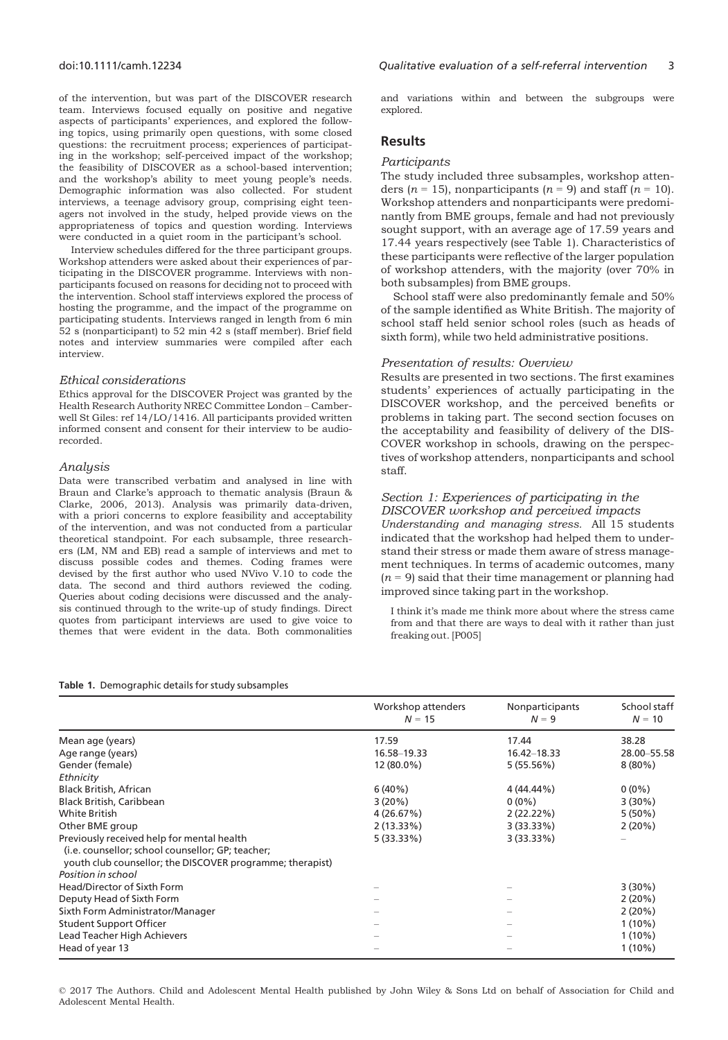of the intervention, but was part of the DISCOVER research team. Interviews focused equally on positive and negative aspects of participants' experiences, and explored the following topics, using primarily open questions, with some closed questions: the recruitment process; experiences of participating in the workshop; self-perceived impact of the workshop; the feasibility of DISCOVER as a school-based intervention; and the workshop's ability to meet young people's needs. Demographic information was also collected. For student interviews, a teenage advisory group, comprising eight teenagers not involved in the study, helped provide views on the appropriateness of topics and question wording. Interviews were conducted in a quiet room in the participant's school.

Interview schedules differed for the three participant groups. Workshop attenders were asked about their experiences of participating in the DISCOVER programme. Interviews with nonparticipants focused on reasons for deciding not to proceed with the intervention. School staff interviews explored the process of hosting the programme, and the impact of the programme on participating students. Interviews ranged in length from 6 min 52 s (nonparticipant) to 52 min 42 s (staff member). Brief field notes and interview summaries were compiled after each interview.

### *Ethical considerations*

Ethics approval for the DISCOVER Project was granted by the Health Research Authority NREC Committee London – Camberwell St Giles: ref 14/LO/1416. All participants provided written informed consent and consent for their interview to be audio-recorded.

### *Analysis*

Data were transcribed verbatim and analysed in line with Braun and Clarke's approach to thematic analysis (Braun & Clarke, 2006, 2013). Analysis was primarily data-driven, with a priori concerns to explore feasibility and acceptability of the intervention, and was not conducted from a particular theoretical standpoint. For each subsample, three researchers (LM, NM and EB) read a sample of interviews and met to discuss possible codes and themes. Coding frames were devised by the first author who used NVivo V.10 to code the data. The second and third authors reviewed the coding. Queries about coding decisions were discussed and the analysis continued through to the write-up of study findings. Direct quotes from participant interviews are used to give voice to themes that were evident in the data. Both commonalities and variations within and between the subgroups were explored.

## Results

### *Participants*

The study included three subsamples, workshop attenders ($n = 15$), nonparticipants ($n = 9$) and staff ($n = 10$). Workshop attenders and nonparticipants were predominantly from BME groups, female and had not previously sought support, with an average age of 17.59 years and 17.44 years respectively (see Table 1). Characteristics of these participants were reflective of the larger population of workshop attenders, with the majority (over 70% in both subsamples) from BME groups.

School staff were also predominantly female and 50% of the sample identified as White British. The majority of school staff held senior school roles (such as heads of sixth form), while two held administrative positions.

### *Presentation of results: Overview*

Results are presented in two sections. The first examines students' experiences of actually participating in the DISCOVER workshop, and the perceived benefits or problems in taking part. The second section focuses on the acceptability and feasibility of delivery of the DISCOVER workshop in schools, drawing on the perspectives of workshop attenders, nonparticipants and school staff.

### *Section 1: Experiences of participating in the DISCOVER workshop and perceived impacts*

*Understanding and managing stress.* All 15 students indicated that the workshop had helped them to understand their stress or made them aware of stress management techniques. In terms of academic outcomes, many ($n = 9$) said that their time management or planning had improved since taking part in the workshop.

> I think it's made me think more about where the stress came from and that there are ways to deal with it rather than just freaking out. [P005]

**Table 1.** Demographic details for study subsamples

| | Workshop attenders $N = 15$ | Nonparticipants $N = 9$ | School staff $N = 10$ |
|---|---|---|---|
| Mean age (years) | 17.59 | 17.44 | 38.28 |
| Age range (years) | 16.58–19.33 | 16.42–18.33 | 28.00–55.58 |
| Gender (female) | 12 (80.0%) | 5 (55.56%) | 8 (80%) |
| *Ethnicity* | | | |
| Black British, African | 6 (40%) | 4 (44.44%) | 0 (0%) |
| Black British, Caribbean | 3 (20%) | 0 (0%) | 3 (30%) |
| White British | 4 (26.67%) | 2 (22.22%) | 5 (50%) |
| Other BME group | 2 (13.33%) | 3 (33.33%) | 2 (20%) |
| Previously received help for mental health (i.e. counsellor; school counsellor; GP; teacher; youth club counsellor; the DISCOVER programme; therapist) | 5 (33.33%) | 3 (33.33%) | – |
| *Position in school* | | | |
| Head/Director of Sixth Form | – | – | 3 (30%) |
| Deputy Head of Sixth Form | – | – | 2 (20%) |
| Sixth Form Administrator/Manager | – | – | 2 (20%) |
| Student Support Officer | – | – | 1 (10%) |
| Lead Teacher High Achievers | – | – | 1 (10%) |
| Head of year 13 | – | – | 1 (10%) |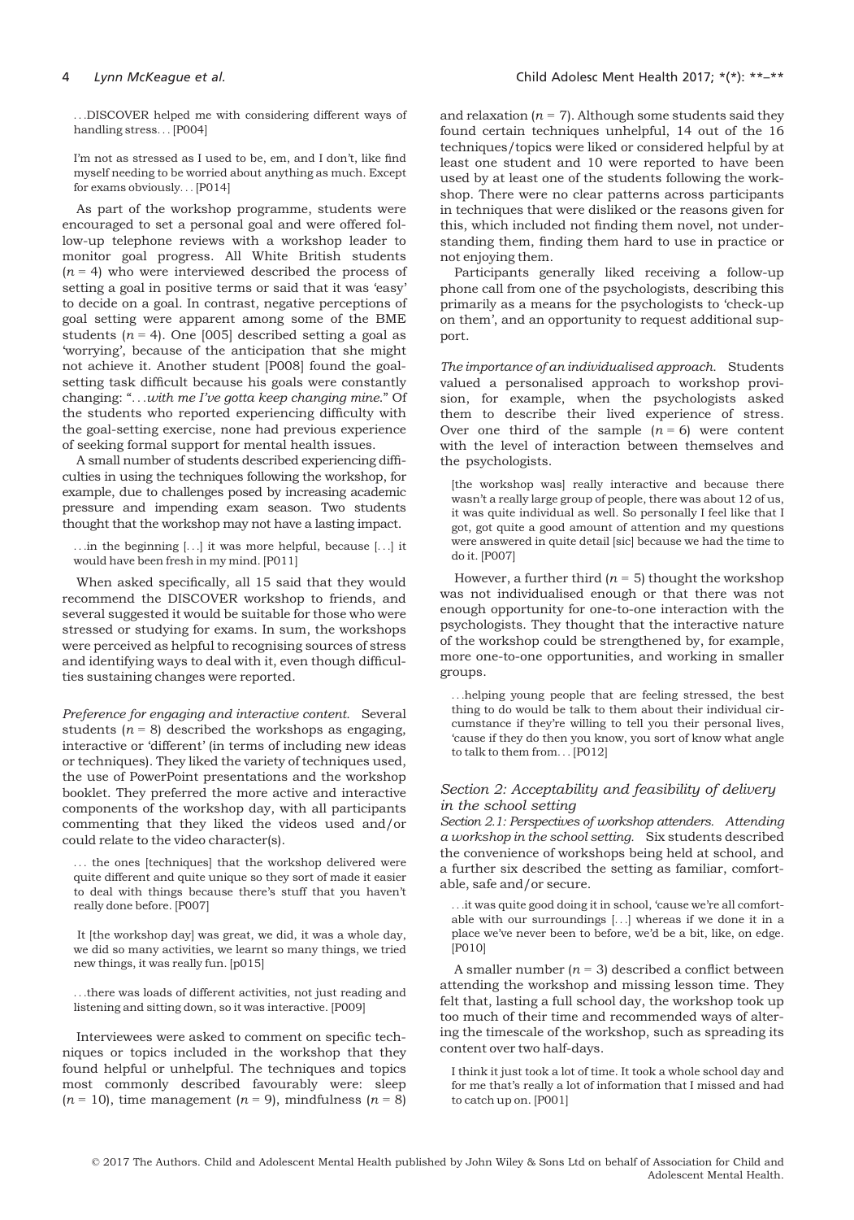...DISCOVER helped me with considering different ways of handling stress... [P004]

I'm not as stressed as I used to be, em, and I don't, like find myself needing to be worried about anything as much. Except for exams obviously... [P014]

As part of the workshop programme, students were encouraged to set a personal goal and were offered follow-up telephone reviews with a workshop leader to monitor goal progress. All White British students ($n = 4$) who were interviewed described the process of setting a goal in positive terms or said that it was 'easy' to decide on a goal. In contrast, negative perceptions of goal setting were apparent among some of the BME students ($n = 4$). One [005] described setting a goal as 'worrying', because of the anticipation that she might not achieve it. Another student [P008] found the goal-setting task difficult because his goals were constantly changing: "*...with me I've gotta keep changing mine.*" Of the students who reported experiencing difficulty with the goal-setting exercise, none had previous experience of seeking formal support for mental health issues.

A small number of students described experiencing difficulties in using the techniques following the workshop, for example, due to challenges posed by increasing academic pressure and impending exam season. Two students thought that the workshop may not have a lasting impact.

...in the beginning [...] it was more helpful, because [...] it would have been fresh in my mind. [P011]

When asked specifically, all 15 said that they would recommend the DISCOVER workshop to friends, and several suggested it would be suitable for those who were stressed or studying for exams. In sum, the workshops were perceived as helpful to recognising sources of stress and identifying ways to deal with it, even though difficulties sustaining changes were reported.

*Preference for engaging and interactive content.* Several students ($n = 8$) described the workshops as engaging, interactive or 'different' (in terms of including new ideas or techniques). They liked the variety of techniques used, the use of PowerPoint presentations and the workshop booklet. They preferred the more active and interactive components of the workshop day, with all participants commenting that they liked the videos used and/or could relate to the video character(s).

... the ones [techniques] that the workshop delivered were quite different and quite unique so they sort of made it easier to deal with things because there's stuff that you haven't really done before. [P007]

It [the workshop day] was great, we did, it was a whole day, we did so many activities, we learnt so many things, we tried new things, it was really fun. [p015]

...there was loads of different activities, not just reading and listening and sitting down, so it was interactive. [P009]

Interviewees were asked to comment on specific techniques or topics included in the workshop that they found helpful or unhelpful. The techniques and topics most commonly described favourably were: sleep ($n = 10$), time management ($n = 9$), mindfulness ($n = 8$) and relaxation ($n = 7$). Although some students said they found certain techniques unhelpful, 14 out of the 16 techniques/topics were liked or considered helpful by at least one student and 10 were reported to have been used by at least one of the students following the workshop. There were no clear patterns across participants in techniques that were disliked or the reasons given for this, which included not finding them novel, not understanding them, finding them hard to use in practice or not enjoying them.

Participants generally liked receiving a follow-up phone call from one of the psychologists, describing this primarily as a means for the psychologists to 'check-up on them', and an opportunity to request additional support.

*The importance of an individualised approach.* Students valued a personalised approach to workshop provision, for example, when the psychologists asked them to describe their lived experience of stress. Over one third of the sample ($n = 6$) were content with the level of interaction between themselves and the psychologists.

[the workshop was] really interactive and because there wasn't a really large group of people, there was about 12 of us, it was quite individual as well. So personally I feel like that I got, got quite a good amount of attention and my questions were answered in quite detail [sic] because we had the time to do it. [P007]

However, a further third ($n = 5$) thought the workshop was not individualised enough or that there was not enough opportunity for one-to-one interaction with the psychologists. They thought that the interactive nature of the workshop could be strengthened by, for example, more one-to-one opportunities, and working in smaller groups.

...helping young people that are feeling stressed, the best thing to do would be talk to them about their individual circumstance if they're willing to tell you their personal lives, 'cause if they do then you know, you sort of know what angle to talk to them from... [P012]

### Section 2: Acceptability and feasibility of delivery in the school setting

*Section 2.1: Perspectives of workshop attenders. Attending a workshop in the school setting.* Six students described the convenience of workshops being held at school, and a further six described the setting as familiar, comfortable, safe and/or secure.

...it was quite good doing it in school, 'cause we're all comfortable with our surroundings [...] whereas if we done it in a place we've never been to before, we'd be a bit, like, on edge. [P010]

A smaller number ($n = 3$) described a conflict between attending the workshop and missing lesson time. They felt that, lasting a full school day, the workshop took up too much of their time and recommended ways of altering the timescale of the workshop, such as spreading its content over two half-days.

I think it just took a lot of time. It took a whole school day and for me that's really a lot of information that I missed and had to catch up on. [P001]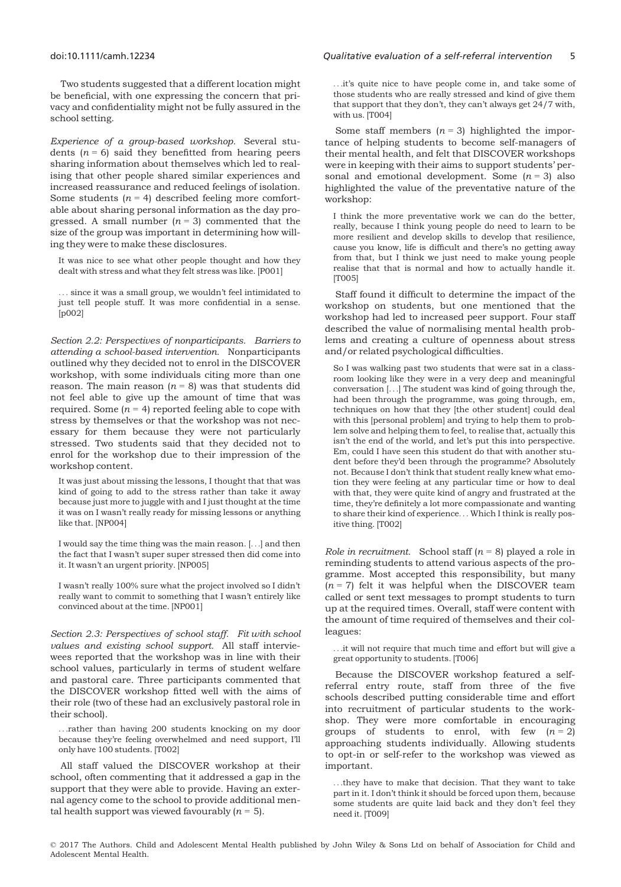Two students suggested that a different location might be beneficial, with one expressing the concern that privacy and confidentiality might not be fully assured in the school setting.

*Experience of a group-based workshop.* Several students ($n = 6$) said they benefitted from hearing peers sharing information about themselves which led to realising that other people shared similar experiences and increased reassurance and reduced feelings of isolation. Some students ($n = 4$) described feeling more comfortable about sharing personal information as the day progressed. A small number ($n = 3$) commented that the size of the group was important in determining how willing they were to make these disclosures.

> It was nice to see what other people thought and how they dealt with stress and what they felt stress was like. [P001]

> … since it was a small group, we wouldn't feel intimidated to just tell people stuff. It was more confidential in a sense. [p002]

*Section 2.2: Perspectives of nonparticipants. Barriers to attending a school-based intervention.* Nonparticipants outlined why they decided not to enrol in the DISCOVER workshop, with some individuals citing more than one reason. The main reason ($n = 8$) was that students did not feel able to give up the amount of time that was required. Some ($n = 4$) reported feeling able to cope with stress by themselves or that the workshop was not necessary for them because they were not particularly stressed. Two students said that they decided not to enrol for the workshop due to their impression of the workshop content.

> It was just about missing the lessons, I thought that that was kind of going to add to the stress rather than take it away because just more to juggle with and I just thought at the time it was on I wasn't really ready for missing lessons or anything like that. [NP004]

> I would say the time thing was the main reason. […] and then the fact that I wasn't super super stressed then did come into it. It wasn't an urgent priority. [NP005]

> I wasn't really 100% sure what the project involved so I didn't really want to commit to something that I wasn't entirely like convinced about at the time. [NP001]

*Section 2.3: Perspectives of school staff. Fit with school values and existing school support.* All staff interviewees reported that the workshop was in line with their school values, particularly in terms of student welfare and pastoral care. Three participants commented that the DISCOVER workshop fitted well with the aims of their role (two of these had an exclusively pastoral role in their school).

> …rather than having 200 students knocking on my door because they're feeling overwhelmed and need support, I'll only have 100 students. [T002]

All staff valued the DISCOVER workshop at their school, often commenting that it addressed a gap in the support that they were able to provide. Having an external agency come to the school to provide additional mental health support was viewed favourably ($n = 5$).

> …it's quite nice to have people come in, and take some of those students who are really stressed and kind of give them that support that they don't, they can't always get 24/7 with, with us. [T004]

Some staff members ($n = 3$) highlighted the importance of helping students to become self-managers of their mental health, and felt that DISCOVER workshops were in keeping with their aims to support students' personal and emotional development. Some ($n = 3$) also highlighted the value of the preventative nature of the workshop:

> I think the more preventative work we can do the better, really, because I think young people do need to learn to be more resilient and develop skills to develop that resilience, cause you know, life is difficult and there's no getting away from that, but I think we just need to make young people realise that that is normal and how to actually handle it. [T005]

Staff found it difficult to determine the impact of the workshop on students, but one mentioned that the workshop had led to increased peer support. Four staff described the value of normalising mental health problems and creating a culture of openness about stress and/or related psychological difficulties.

> So I was walking past two students that were sat in a classroom looking like they were in a very deep and meaningful conversation […] The student was kind of going through the, had been through the programme, was going through, em, techniques on how that they [the other student] could deal with this [personal problem] and trying to help them to problem solve and helping them to feel, to realise that, actually this isn't the end of the world, and let's put this into perspective. Em, could I have seen this student do that with another student before they'd been through the programme? Absolutely not. Because I don't think that student really knew what emotion they were feeling at any particular time or how to deal with that, they were quite kind of angry and frustrated at the time, they're definitely a lot more compassionate and wanting to share their kind of experience… Which I think is really positive thing. [T002]

*Role in recruitment.* School staff ($n = 8$) played a role in reminding students to attend various aspects of the programme. Most accepted this responsibility, but many ($n = 7$) felt it was helpful when the DISCOVER team called or sent text messages to prompt students to turn up at the required times. Overall, staff were content with the amount of time required of themselves and their colleagues:

> …it will not require that much time and effort but will give a great opportunity to students. [T006]

Because the DISCOVER workshop featured a self-referral entry route, staff from three of the five schools described putting considerable time and effort into recruitment of particular students to the workshop. They were more comfortable in encouraging groups of students to enrol, with few ($n = 2$) approaching students individually. Allowing students to opt-in or self-refer to the workshop was viewed as important.

> …they have to make that decision. That they want to take part in it. I don't think it should be forced upon them, because some students are quite laid back and they don't feel they need it. [T009]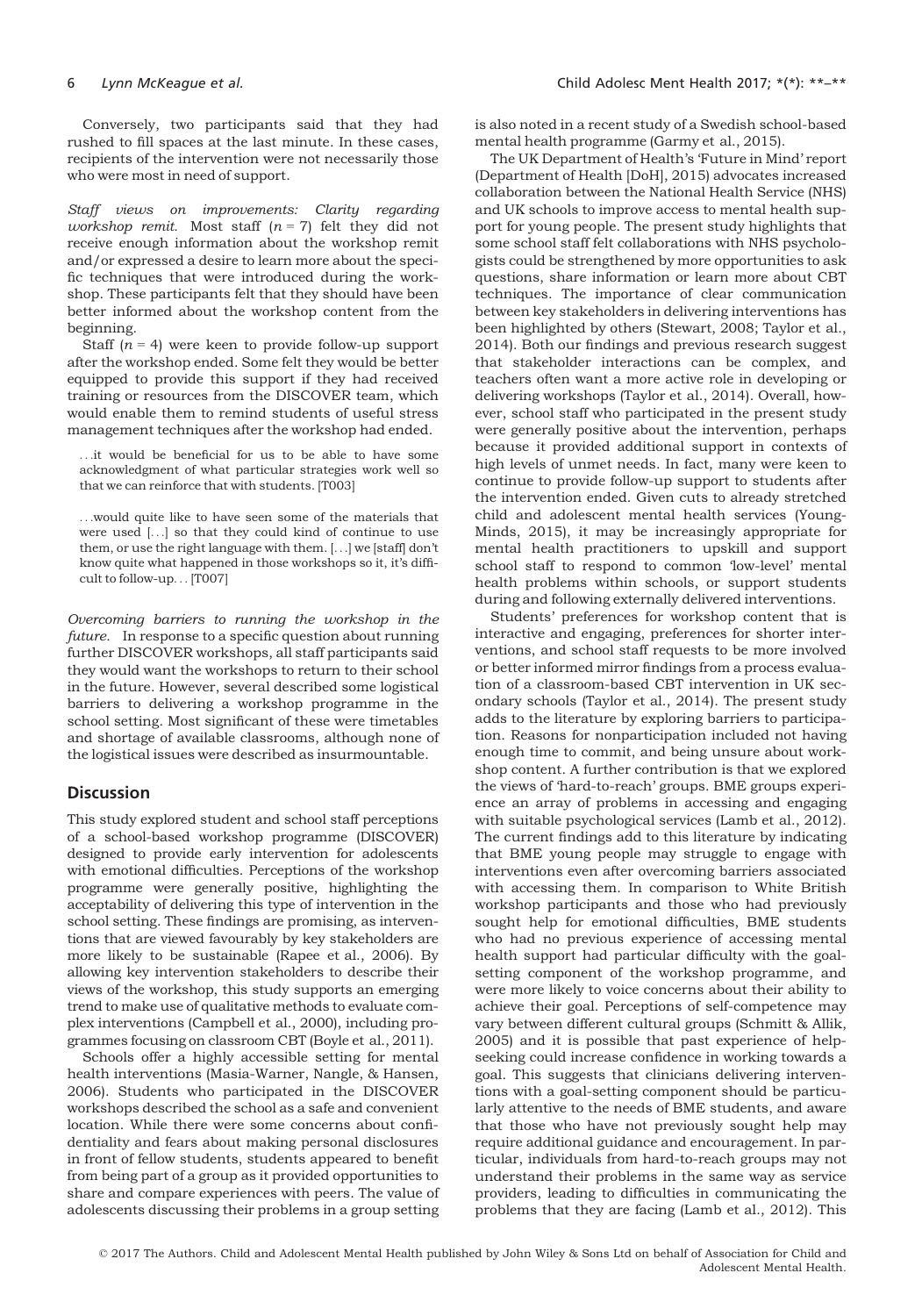Conversely, two participants said that they had rushed to fill spaces at the last minute. In these cases, recipients of the intervention were not necessarily those who were most in need of support.

*Staff views on improvements: Clarity regarding workshop remit.* Most staff ($n = 7$) felt they did not receive enough information about the workshop remit and/or expressed a desire to learn more about the specific techniques that were introduced during the workshop. These participants felt that they should have been better informed about the workshop content from the beginning.

Staff ($n = 4$) were keen to provide follow-up support after the workshop ended. Some felt they would be better equipped to provide this support if they had received training or resources from the DISCOVER team, which would enable them to remind students of useful stress management techniques after the workshop had ended.

> ...it would be beneficial for us to be able to have some acknowledgment of what particular strategies work well so that we can reinforce that with students. [T003]

> ...would quite like to have seen some of the materials that were used [...] so that they could kind of continue to use them, or use the right language with them. [...] we [staff] don't know quite what happened in those workshops so it, it's difficult to follow-up... [T007]

*Overcoming barriers to running the workshop in the future.* In response to a specific question about running further DISCOVER workshops, all staff participants said they would want the workshops to return to their school in the future. However, several described some logistical barriers to delivering a workshop programme in the school setting. Most significant of these were timetables and shortage of available classrooms, although none of the logistical issues were described as insurmountable.

## Discussion

This study explored student and school staff perceptions of a school-based workshop programme (DISCOVER) designed to provide early intervention for adolescents with emotional difficulties. Perceptions of the workshop programme were generally positive, highlighting the acceptability of delivering this type of intervention in the school setting. These findings are promising, as interventions that are viewed favourably by key stakeholders are more likely to be sustainable (Rapee et al., 2006). By allowing key intervention stakeholders to describe their views of the workshop, this study supports an emerging trend to make use of qualitative methods to evaluate complex interventions (Campbell et al., 2000), including programmes focusing on classroom CBT (Boyle et al., 2011).

Schools offer a highly accessible setting for mental health interventions (Masia-Warner, Nangle, & Hansen, 2006). Students who participated in the DISCOVER workshops described the school as a safe and convenient location. While there were some concerns about confidentiality and fears about making personal disclosures in front of fellow students, students appeared to benefit from being part of a group as it provided opportunities to share and compare experiences with peers. The value of adolescents discussing their problems in a group setting is also noted in a recent study of a Swedish school-based mental health programme (Garmy et al., 2015).

The UK Department of Health's 'Future in Mind' report (Department of Health [DoH], 2015) advocates increased collaboration between the National Health Service (NHS) and UK schools to improve access to mental health support for young people. The present study highlights that some school staff felt collaborations with NHS psychologists could be strengthened by more opportunities to ask questions, share information or learn more about CBT techniques. The importance of clear communication between key stakeholders in delivering interventions has been highlighted by others (Stewart, 2008; Taylor et al., 2014). Both our findings and previous research suggest that stakeholder interactions can be complex, and teachers often want a more active role in developing or delivering workshops (Taylor et al., 2014). Overall, however, school staff who participated in the present study were generally positive about the intervention, perhaps because it provided additional support in contexts of high levels of unmet needs. In fact, many were keen to continue to provide follow-up support to students after the intervention ended. Given cuts to already stretched child and adolescent mental health services (YoungMinds, 2015), it may be increasingly appropriate for mental health practitioners to upskill and support school staff to respond to common 'low-level' mental health problems within schools, or support students during and following externally delivered interventions.

Students' preferences for workshop content that is interactive and engaging, preferences for shorter interventions, and school staff requests to be more involved or better informed mirror findings from a process evaluation of a classroom-based CBT intervention in UK secondary schools (Taylor et al., 2014). The present study adds to the literature by exploring barriers to participation. Reasons for nonparticipation included not having enough time to commit, and being unsure about workshop content. A further contribution is that we explored the views of 'hard-to-reach' groups. BME groups experience an array of problems in accessing and engaging with suitable psychological services (Lamb et al., 2012). The current findings add to this literature by indicating that BME young people may struggle to engage with interventions even after overcoming barriers associated with accessing them. In comparison to White British workshop participants and those who had previously sought help for emotional difficulties, BME students who had no previous experience of accessing mental health support had particular difficulty with the goal-setting component of the workshop programme, and were more likely to voice concerns about their ability to achieve their goal. Perceptions of self-competence may vary between different cultural groups (Schmitt & Allik, 2005) and it is possible that past experience of help-seeking could increase confidence in working towards a goal. This suggests that clinicians delivering interventions with a goal-setting component should be particularly attentive to the needs of BME students, and aware that those who have not previously sought help may require additional guidance and encouragement. In particular, individuals from hard-to-reach groups may not understand their problems in the same way as service providers, leading to difficulties in communicating the problems that they are facing (Lamb et al., 2012). This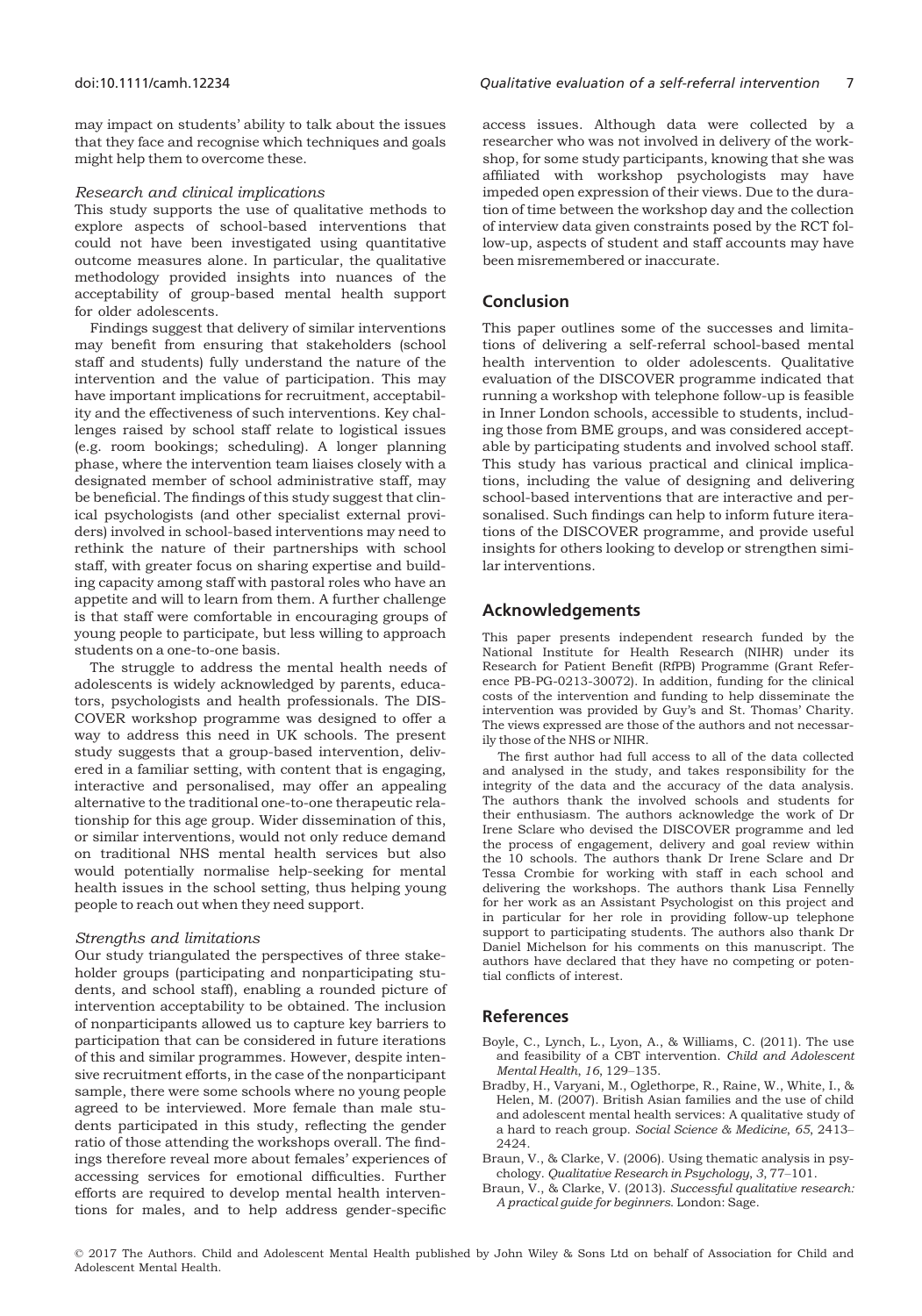may impact on students' ability to talk about the issues that they face and recognise which techniques and goals might help them to overcome these.

### *Research and clinical implications*

This study supports the use of qualitative methods to explore aspects of school-based interventions that could not have been investigated using quantitative outcome measures alone. In particular, the qualitative methodology provided insights into nuances of the acceptability of group-based mental health support for older adolescents.

Findings suggest that delivery of similar interventions may benefit from ensuring that stakeholders (school staff and students) fully understand the nature of the intervention and the value of participation. This may have important implications for recruitment, acceptability and the effectiveness of such interventions. Key challenges raised by school staff relate to logistical issues (e.g. room bookings; scheduling). A longer planning phase, where the intervention team liaises closely with a designated member of school administrative staff, may be beneficial. The findings of this study suggest that clinical psychologists (and other specialist external providers) involved in school-based interventions may need to rethink the nature of their partnerships with school staff, with greater focus on sharing expertise and building capacity among staff with pastoral roles who have an appetite and will to learn from them. A further challenge is that staff were comfortable in encouraging groups of young people to participate, but less willing to approach students on a one-to-one basis.

The struggle to address the mental health needs of adolescents is widely acknowledged by parents, educators, psychologists and health professionals. The DISCOVER workshop programme was designed to offer a way to address this need in UK schools. The present study suggests that a group-based intervention, delivered in a familiar setting, with content that is engaging, interactive and personalised, may offer an appealing alternative to the traditional one-to-one therapeutic relationship for this age group. Wider dissemination of this, or similar interventions, would not only reduce demand on traditional NHS mental health services but also would potentially normalise help-seeking for mental health issues in the school setting, thus helping young people to reach out when they need support.

### *Strengths and limitations*

Our study triangulated the perspectives of three stakeholder groups (participating and nonparticipating students, and school staff), enabling a rounded picture of intervention acceptability to be obtained. The inclusion of nonparticipants allowed us to capture key barriers to participation that can be considered in future iterations of this and similar programmes. However, despite intensive recruitment efforts, in the case of the nonparticipant sample, there were some schools where no young people agreed to be interviewed. More female than male students participated in this study, reflecting the gender ratio of those attending the workshops overall. The findings therefore reveal more about females' experiences of accessing services for emotional difficulties. Further efforts are required to develop mental health interventions for males, and to help address gender-specific access issues. Although data were collected by a researcher who was not involved in delivery of the workshop, for some study participants, knowing that she was affiliated with workshop psychologists may have impeded open expression of their views. Due to the duration of time between the workshop day and the collection of interview data given constraints posed by the RCT follow-up, aspects of student and staff accounts may have been misremembered or inaccurate.

## Conclusion

This paper outlines some of the successes and limitations of delivering a self-referral school-based mental health intervention to older adolescents. Qualitative evaluation of the DISCOVER programme indicated that running a workshop with telephone follow-up is feasible in Inner London schools, accessible to students, including those from BME groups, and was considered acceptable by participating students and involved school staff. This study has various practical and clinical implications, including the value of designing and delivering school-based interventions that are interactive and personalised. Such findings can help to inform future iterations of the DISCOVER programme, and provide useful insights for others looking to develop or strengthen similar interventions.

## Acknowledgements

This paper presents independent research funded by the National Institute for Health Research (NIHR) under its Research for Patient Benefit (RfPB) Programme (Grant Reference PB-PG-0213-30072). In addition, funding for the clinical costs of the intervention and funding to help disseminate the intervention was provided by Guy's and St. Thomas' Charity. The views expressed are those of the authors and not necessarily those of the NHS or NIHR.

The first author had full access to all of the data collected and analysed in the study, and takes responsibility for the integrity of the data and the accuracy of the data analysis. The authors thank the involved schools and students for their enthusiasm. The authors acknowledge the work of Dr Irene Sclare who devised the DISCOVER programme and led the process of engagement, delivery and goal review within the 10 schools. The authors thank Dr Irene Sclare and Dr Tessa Crombie for working with staff in each school and delivering the workshops. The authors thank Lisa Fennelly for her work as an Assistant Psychologist on this project and in particular for her role in providing follow-up telephone support to participating students. The authors also thank Dr Daniel Michelson for his comments on this manuscript. The authors have declared that they have no competing or potential conflicts of interest.

## References

Boyle, C., Lynch, L., Lyon, A., & Williams, C. (2011). The use and feasibility of a CBT intervention. *Child and Adolescent Mental Health*, *16*, 129–135.

Bradby, H., Varyani, M., Oglethorpe, R., Raine, W., White, I., & Helen, M. (2007). British Asian families and the use of child and adolescent mental health services: A qualitative study of a hard to reach group. *Social Science & Medicine*, *65*, 2413–2424.

Braun, V., & Clarke, V. (2006). Using thematic analysis in psychology. *Qualitative Research in Psychology*, *3*, 77–101.

Braun, V., & Clarke, V. (2013). *Successful qualitative research: A practical guide for beginners*. London: Sage.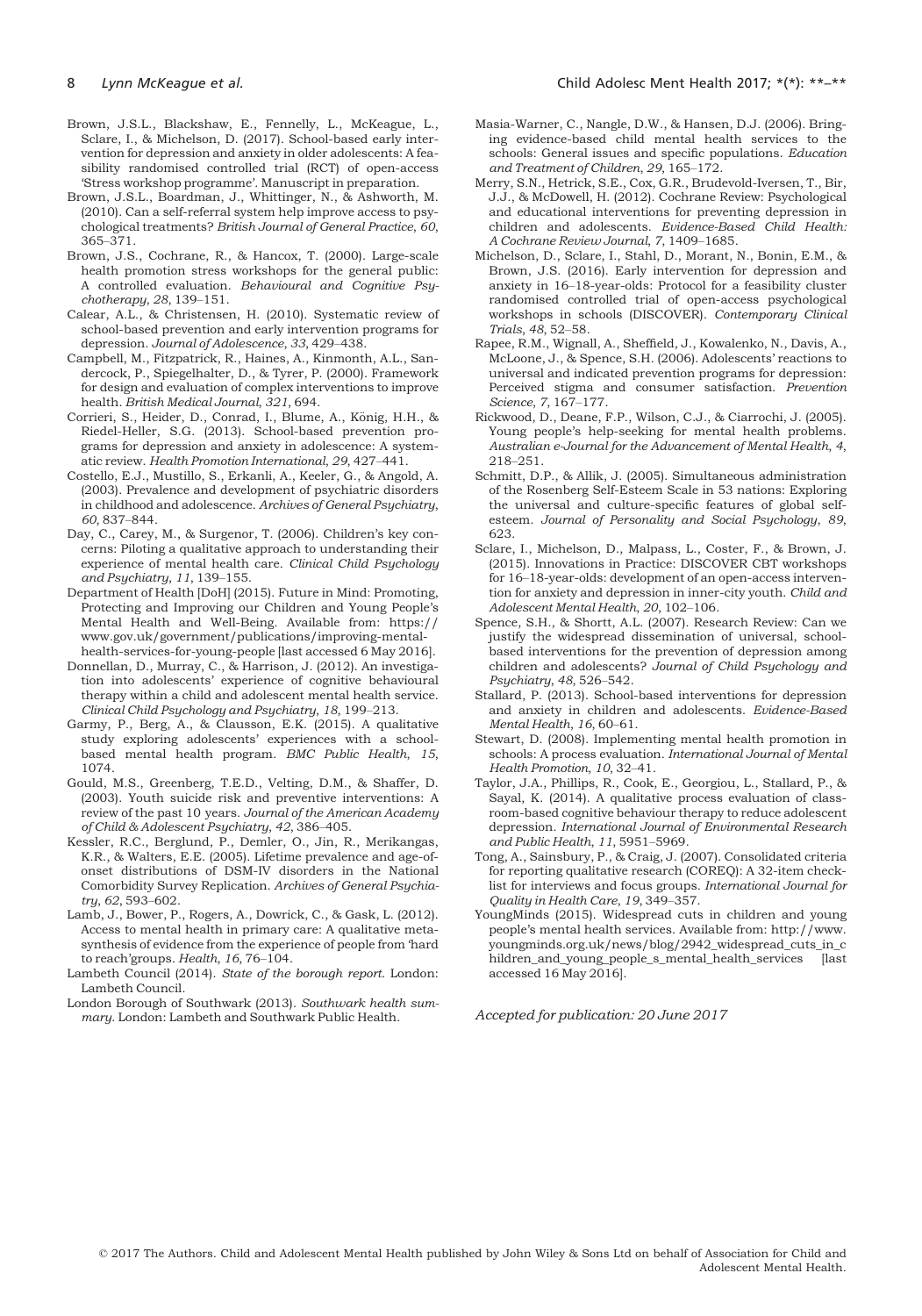Brown, J.S.L., Blackshaw, E., Fennelly, L., McKeague, L., Sclare, I., & Michelson, D. (2017). School-based early intervention for depression and anxiety in older adolescents: A feasibility randomised controlled trial (RCT) of open-access 'Stress workshop programme'. Manuscript in preparation.

Brown, J.S.L., Boardman, J., Whittinger, N., & Ashworth, M. (2010). Can a self-referral system help improve access to psychological treatments? *British Journal of General Practice*, *60*, 365–371.

Brown, J.S., Cochrane, R., & Hancox, T. (2000). Large-scale health promotion stress workshops for the general public: A controlled evaluation. *Behavioural and Cognitive Psychotherapy*, *28*, 139–151.

Calear, A.L., & Christensen, H. (2010). Systematic review of school-based prevention and early intervention programs for depression. *Journal of Adolescence*, *33*, 429–438.

Campbell, M., Fitzpatrick, R., Haines, A., Kinmonth, A.L., Sandercock, P., Spiegelhalter, D., & Tyrer, P. (2000). Framework for design and evaluation of complex interventions to improve health. *British Medical Journal*, *321*, 694.

Corrieri, S., Heider, D., Conrad, I., Blume, A., König, H.H., & Riedel-Heller, S.G. (2013). School-based prevention programs for depression and anxiety in adolescence: A systematic review. *Health Promotion International*, *29*, 427–441.

Costello, E.J., Mustillo, S., Erkanli, A., Keeler, G., & Angold, A. (2003). Prevalence and development of psychiatric disorders in childhood and adolescence. *Archives of General Psychiatry*, *60*, 837–844.

Day, C., Carey, M., & Surgenor, T. (2006). Children's key concerns: Piloting a qualitative approach to understanding their experience of mental health care. *Clinical Child Psychology and Psychiatry*, *11*, 139–155.

Department of Health [DoH] (2015). Future in Mind: Promoting, Protecting and Improving our Children and Young People's Mental Health and Well-Being. Available from: https://www.gov.uk/government/publications/improving-mental-health-services-for-young-people [last accessed 6 May 2016].

Donnellan, D., Murray, C., & Harrison, J. (2012). An investigation into adolescents' experience of cognitive behavioural therapy within a child and adolescent mental health service. *Clinical Child Psychology and Psychiatry*, *18*, 199–213.

Garmy, P., Berg, A., & Clausson, E.K. (2015). A qualitative study exploring adolescents' experiences with a school-based mental health program. *BMC Public Health*, *15*, 1074.

Gould, M.S., Greenberg, T.E.D., Velting, D.M., & Shaffer, D. (2003). Youth suicide risk and preventive interventions: A review of the past 10 years. *Journal of the American Academy of Child & Adolescent Psychiatry*, *42*, 386–405.

Kessler, R.C., Berglund, P., Demler, O., Jin, R., Merikangas, K.R., & Walters, E.E. (2005). Lifetime prevalence and age-of-onset distributions of DSM-IV disorders in the National Comorbidity Survey Replication. *Archives of General Psychiatry*, *62*, 593–602.

Lamb, J., Bower, P., Rogers, A., Dowrick, C., & Gask, L. (2012). Access to mental health in primary care: A qualitative meta-synthesis of evidence from the experience of people from 'hard to reach'groups. *Health*, *16*, 76–104.

Lambeth Council (2014). *State of the borough report*. London: Lambeth Council.

London Borough of Southwark (2013). *Southwark health summary*. London: Lambeth and Southwark Public Health.

Masia-Warner, C., Nangle, D.W., & Hansen, D.J. (2006). Bringing evidence-based child mental health services to the schools: General issues and specific populations. *Education and Treatment of Children*, *29*, 165–172.

Merry, S.N., Hetrick, S.E., Cox, G.R., Brudevold-Iversen, T., Bir, J.J., & McDowell, H. (2012). Cochrane Review: Psychological and educational interventions for preventing depression in children and adolescents. *Evidence-Based Child Health: A Cochrane Review Journal*, *7*, 1409–1685.

Michelson, D., Sclare, I., Stahl, D., Morant, N., Bonin, E.M., & Brown, J.S. (2016). Early intervention for depression and anxiety in 16–18-year-olds: Protocol for a feasibility cluster randomised controlled trial of open-access psychological workshops in schools (DISCOVER). *Contemporary Clinical Trials*, *48*, 52–58.

Rapee, R.M., Wignall, A., Sheffield, J., Kowalenko, N., Davis, A., McLoone, J., & Spence, S.H. (2006). Adolescents' reactions to universal and indicated prevention programs for depression: Perceived stigma and consumer satisfaction. *Prevention Science*, *7*, 167–177.

Rickwood, D., Deane, F.P., Wilson, C.J., & Ciarrochi, J. (2005). Young people's help-seeking for mental health problems. *Australian e-Journal for the Advancement of Mental Health*, *4*, 218–251.

Schmitt, D.P., & Allik, J. (2005). Simultaneous administration of the Rosenberg Self-Esteem Scale in 53 nations: Exploring the universal and culture-specific features of global self-esteem. *Journal of Personality and Social Psychology*, *89*, 623.

Sclare, I., Michelson, D., Malpass, L., Coster, F., & Brown, J. (2015). Innovations in Practice: DISCOVER CBT workshops for 16–18-year-olds: development of an open-access intervention for anxiety and depression in inner-city youth. *Child and Adolescent Mental Health*, *20*, 102–106.

Spence, S.H., & Shortt, A.L. (2007). Research Review: Can we justify the widespread dissemination of universal, school-based interventions for the prevention of depression among children and adolescents? *Journal of Child Psychology and Psychiatry*, *48*, 526–542.

Stallard, P. (2013). School-based interventions for depression and anxiety in children and adolescents. *Evidence-Based Mental Health*, *16*, 60–61.

Stewart, D. (2008). Implementing mental health promotion in schools: A process evaluation. *International Journal of Mental Health Promotion*, *10*, 32–41.

Taylor, J.A., Phillips, R., Cook, E., Georgiou, L., Stallard, P., & Sayal, K. (2014). A qualitative process evaluation of classroom-based cognitive behaviour therapy to reduce adolescent depression. *International Journal of Environmental Research and Public Health*, *11*, 5951–5969.

Tong, A., Sainsbury, P., & Craig, J. (2007). Consolidated criteria for reporting qualitative research (COREQ): A 32-item checklist for interviews and focus groups. *International Journal for Quality in Health Care*, *19*, 349–357.

YoungMinds (2015). Widespread cuts in children and young people's mental health services. Available from: http://www.youngminds.org.uk/news/blog/2942_widespread_cuts_in_children_and_young_people_s_mental_health_services [last accessed 16 May 2016].

*Accepted for publication: 20 June 2017*

© 2017 The Authors. Child and Adolescent Mental Health published by John Wiley & Sons Ltd on behalf of Association for Child and Adolescent Mental Health.